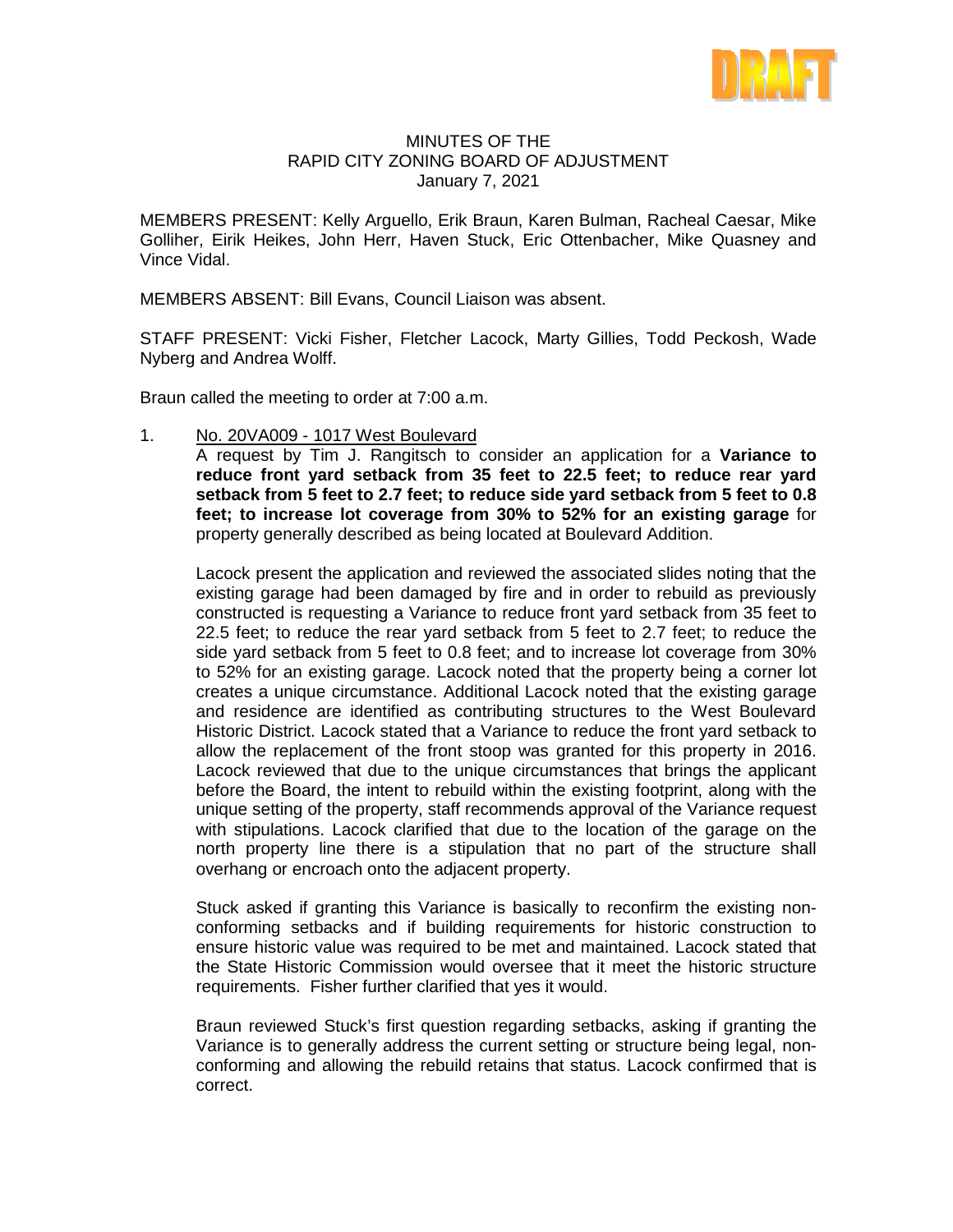DRAFT

# MINUTES OF THE
# RAPID CITY ZONING BOARD OF ADJUSTMENT
January 7, 2021

MEMBERS PRESENT: Kelly Arguello, Erik Braun, Karen Bulman, Racheal Caesar, Mike Golliher, Eirik Heikes, John Herr, Haven Stuck, Eric Ottenbacher, Mike Quasney and Vince Vidal.

MEMBERS ABSENT: Bill Evans, Council Liaison was absent.

STAFF PRESENT: Vicki Fisher, Fletcher Lacock, Marty Gillies, Todd Peckosh, Wade Nyberg and Andrea Wolff.

Braun called the meeting to order at 7:00 a.m.

1. No. 20VA009 - 1017 West Boulevard

   A request by Tim J. Rangitsch to consider an application for a **Variance to reduce front yard setback from 35 feet to 22.5 feet; to reduce rear yard setback from 5 feet to 2.7 feet; to reduce side yard setback from 5 feet to 0.8 feet; to increase lot coverage from 30% to 52% for an existing garage** for property generally described as being located at Boulevard Addition.

   Lacock present the application and reviewed the associated slides noting that the existing garage had been damaged by fire and in order to rebuild as previously constructed is requesting a Variance to reduce front yard setback from 35 feet to 22.5 feet; to reduce the rear yard setback from 5 feet to 2.7 feet; to reduce the side yard setback from 5 feet to 0.8 feet; and to increase lot coverage from 30% to 52% for an existing garage. Lacock noted that the property being a corner lot creates a unique circumstance. Additional Lacock noted that the existing garage and residence are identified as contributing structures to the West Boulevard Historic District. Lacock stated that a Variance to reduce the front yard setback to allow the replacement of the front stoop was granted for this property in 2016. Lacock reviewed that due to the unique circumstances that brings the applicant before the Board, the intent to rebuild within the existing footprint, along with the unique setting of the property, staff recommends approval of the Variance request with stipulations. Lacock clarified that due to the location of the garage on the north property line there is a stipulation that no part of the structure shall overhang or encroach onto the adjacent property.

   Stuck asked if granting this Variance is basically to reconfirm the existing non-conforming setbacks and if building requirements for historic construction to ensure historic value was required to be met and maintained. Lacock stated that the State Historic Commission would oversee that it meet the historic structure requirements. Fisher further clarified that yes it would.

   Braun reviewed Stuck's first question regarding setbacks, asking if granting the Variance is to generally address the current setting or structure being legal, non-conforming and allowing the rebuild retains that status. Lacock confirmed that is correct.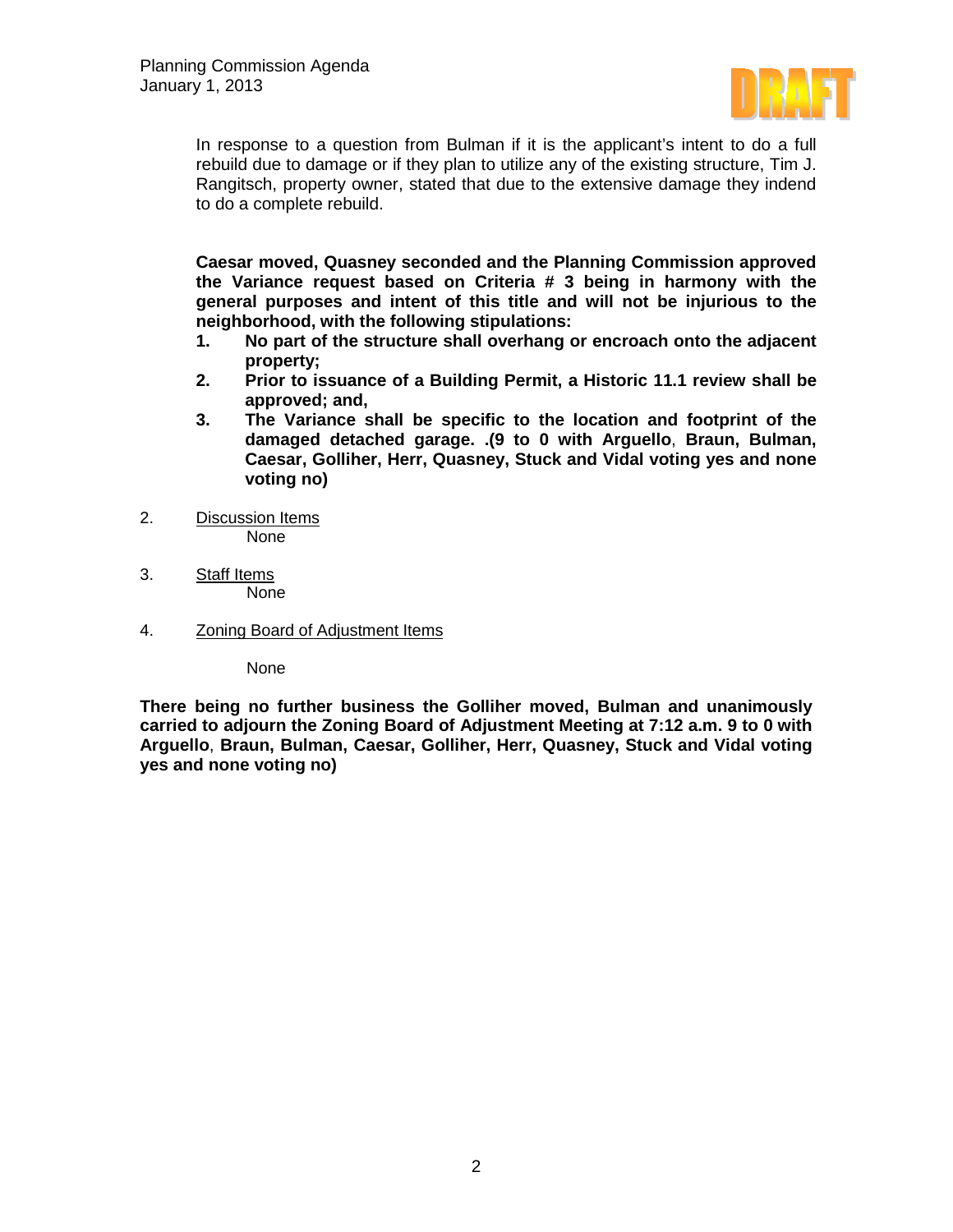In response to a question from Bulman if it is the applicant's intent to do a full rebuild due to damage or if they plan to utilize any of the existing structure, Tim J. Rangitsch, property owner, stated that due to the extensive damage they indend to do a complete rebuild.

**Caesar moved, Quasney seconded and the Planning Commission approved the Variance request based on Criteria # 3 being in harmony with the general purposes and intent of this title and will not be injurious to the neighborhood, with the following stipulations:**

1. **No part of the structure shall overhang or encroach onto the adjacent property;**
2. **Prior to issuance of a Building Permit, a Historic 11.1 review shall be approved; and,**
3. **The Variance shall be specific to the location and footprint of the damaged detached garage. .(9 to 0 with Arguello, Braun, Bulman, Caesar, Golliher, Herr, Quasney, Stuck and Vidal voting yes and none voting no)**

2. Discussion Items

   None

3. Staff Items

   None

4. Zoning Board of Adjustment Items

   None

**There being no further business the Golliher moved, Bulman and unanimously carried to adjourn the Zoning Board of Adjustment Meeting at 7:12 a.m. 9 to 0 with Arguello, Braun, Bulman, Caesar, Golliher, Herr, Quasney, Stuck and Vidal voting yes and none voting no)**